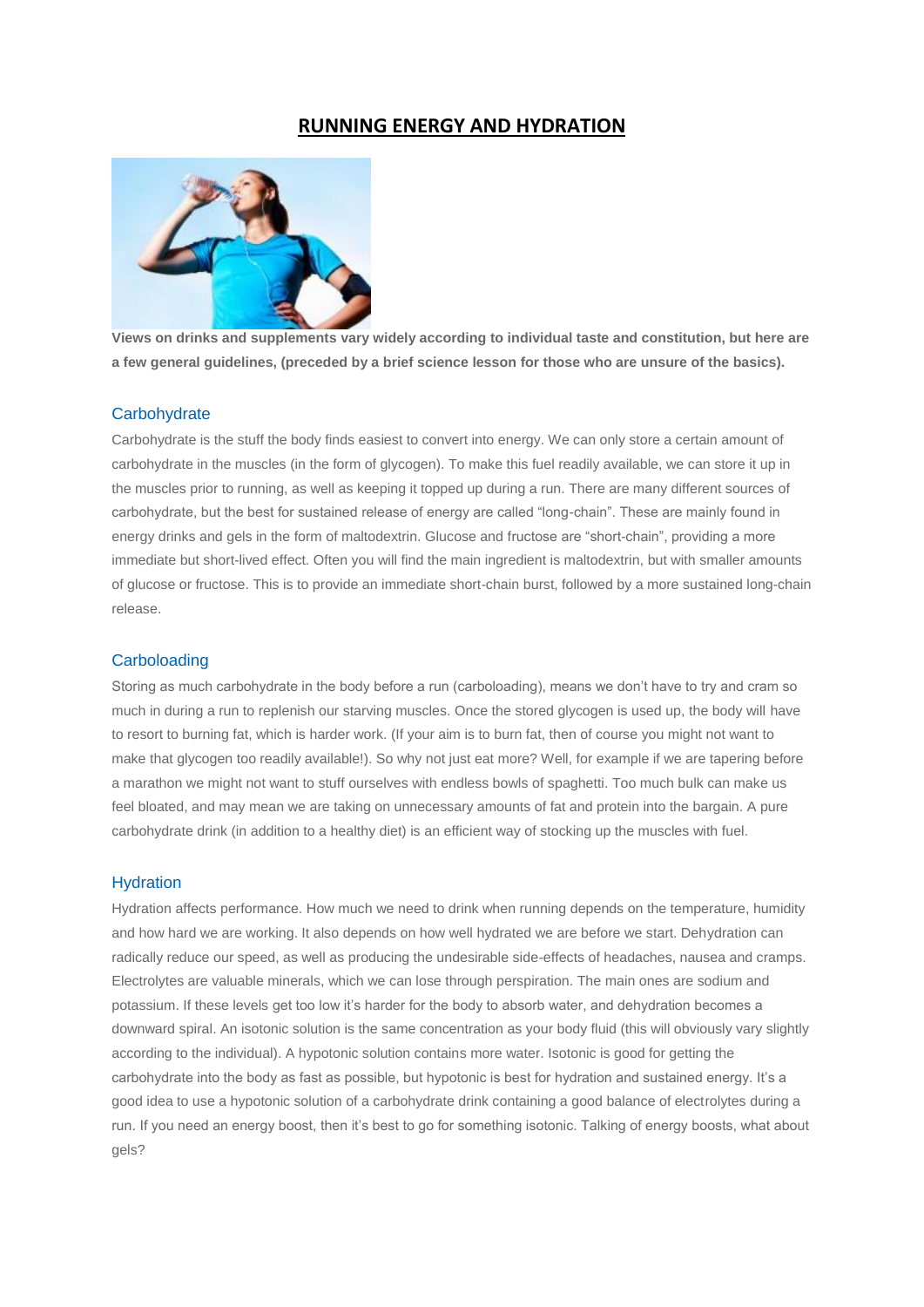# RUNNING ENERGY AND HYDRATION

**Views on drinks and supplements vary widely according to individual taste and constitution, but here are a few general guidelines, (preceded by a brief science lesson for those who are unsure of the basics).**

## Carbohydrate

Carbohydrate is the stuff the body finds easiest to convert into energy. We can only store a certain amount of carbohydrate in the muscles (in the form of glycogen). To make this fuel readily available, we can store it up in the muscles prior to running, as well as keeping it topped up during a run. There are many different sources of carbohydrate, but the best for sustained release of energy are called "long-chain". These are mainly found in energy drinks and gels in the form of maltodextrin. Glucose and fructose are "short-chain", providing a more immediate but short-lived effect. Often you will find the main ingredient is maltodextrin, but with smaller amounts of glucose or fructose. This is to provide an immediate short-chain burst, followed by a more sustained long-chain release.

## Carboloading

Storing as much carbohydrate in the body before a run (carboloading), means we don't have to try and cram so much in during a run to replenish our starving muscles. Once the stored glycogen is used up, the body will have to resort to burning fat, which is harder work. (If your aim is to burn fat, then of course you might not want to make that glycogen too readily available!). So why not just eat more? Well, for example if we are tapering before a marathon we might not want to stuff ourselves with endless bowls of spaghetti. Too much bulk can make us feel bloated, and may mean we are taking on unnecessary amounts of fat and protein into the bargain. A pure carbohydrate drink (in addition to a healthy diet) is an efficient way of stocking up the muscles with fuel.

## Hydration

Hydration affects performance. How much we need to drink when running depends on the temperature, humidity and how hard we are working. It also depends on how well hydrated we are before we start. Dehydration can radically reduce our speed, as well as producing the undesirable side-effects of headaches, nausea and cramps. Electrolytes are valuable minerals, which we can lose through perspiration. The main ones are sodium and potassium. If these levels get too low it's harder for the body to absorb water, and dehydration becomes a downward spiral. An isotonic solution is the same concentration as your body fluid (this will obviously vary slightly according to the individual). A hypotonic solution contains more water. Isotonic is good for getting the carbohydrate into the body as fast as possible, but hypotonic is best for hydration and sustained energy. It's a good idea to use a hypotonic solution of a carbohydrate drink containing a good balance of electrolytes during a run. If you need an energy boost, then it's best to go for something isotonic. Talking of energy boosts, what about gels?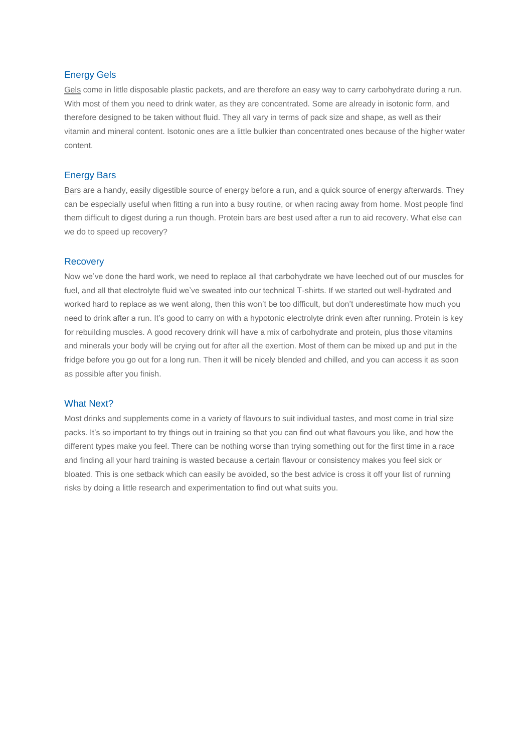## Energy Gels

Gels come in little disposable plastic packets, and are therefore an easy way to carry carbohydrate during a run. With most of them you need to drink water, as they are concentrated. Some are already in isotonic form, and therefore designed to be taken without fluid. They all vary in terms of pack size and shape, as well as their vitamin and mineral content. Isotonic ones are a little bulkier than concentrated ones because of the higher water content.

## Energy Bars

Bars are a handy, easily digestible source of energy before a run, and a quick source of energy afterwards. They can be especially useful when fitting a run into a busy routine, or when racing away from home. Most people find them difficult to digest during a run though. Protein bars are best used after a run to aid recovery. What else can we do to speed up recovery?

## Recovery

Now we've done the hard work, we need to replace all that carbohydrate we have leeched out of our muscles for fuel, and all that electrolyte fluid we've sweated into our technical T-shirts. If we started out well-hydrated and worked hard to replace as we went along, then this won't be too difficult, but don't underestimate how much you need to drink after a run. It's good to carry on with a hypotonic electrolyte drink even after running. Protein is key for rebuilding muscles. A good recovery drink will have a mix of carbohydrate and protein, plus those vitamins and minerals your body will be crying out for after all the exertion. Most of them can be mixed up and put in the fridge before you go out for a long run. Then it will be nicely blended and chilled, and you can access it as soon as possible after you finish.

## What Next?

Most drinks and supplements come in a variety of flavours to suit individual tastes, and most come in trial size packs. It's so important to try things out in training so that you can find out what flavours you like, and how the different types make you feel. There can be nothing worse than trying something out for the first time in a race and finding all your hard training is wasted because a certain flavour or consistency makes you feel sick or bloated. This is one setback which can easily be avoided, so the best advice is cross it off your list of running risks by doing a little research and experimentation to find out what suits you.